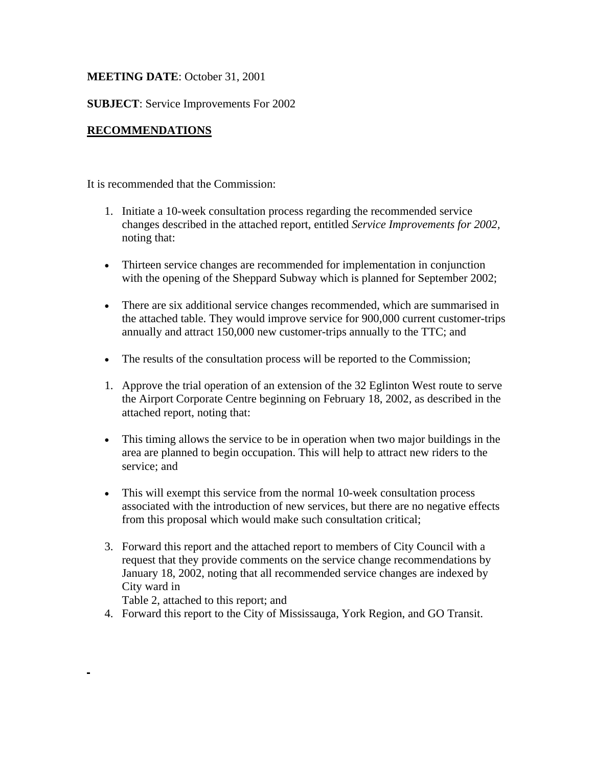**MEETING DATE**: October 31, 2001

**SUBJECT**: Service Improvements For 2002

## RECOMMENDATIONS

It is recommended that the Commission:

1. Initiate a 10-week consultation process regarding the recommended service changes described in the attached report, entitled *Service Improvements for 2002,* noting that:

- Thirteen service changes are recommended for implementation in conjunction with the opening of the Sheppard Subway which is planned for September 2002;
- There are six additional service changes recommended, which are summarised in the attached table. They would improve service for 900,000 current customer-trips annually and attract 150,000 new customer-trips annually to the TTC; and
- The results of the consultation process will be reported to the Commission;

1. Approve the trial operation of an extension of the 32 Eglinton West route to serve the Airport Corporate Centre beginning on February 18, 2002, as described in the attached report, noting that:

- This timing allows the service to be in operation when two major buildings in the area are planned to begin occupation. This will help to attract new riders to the service; and
- This will exempt this service from the normal 10-week consultation process associated with the introduction of new services, but there are no negative effects from this proposal which would make such consultation critical;

3. Forward this report and the attached report to members of City Council with a request that they provide comments on the service change recommendations by January 18, 2002, noting that all recommended service changes are indexed by City ward in Table 2, attached to this report; and
4. Forward this report to the City of Mississauga, York Region, and GO Transit.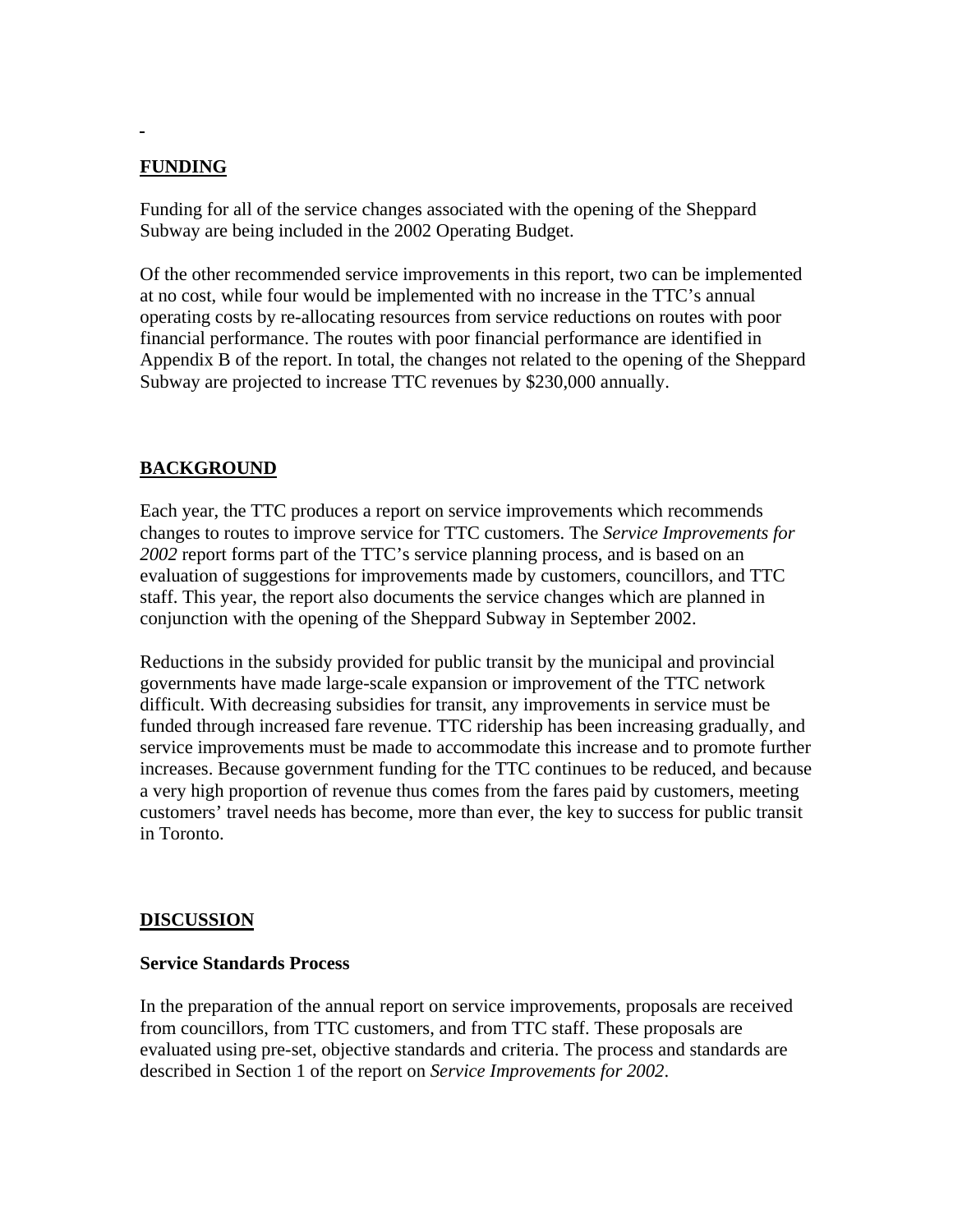## FUNDING

Funding for all of the service changes associated with the opening of the Sheppard Subway are being included in the 2002 Operating Budget.

Of the other recommended service improvements in this report, two can be implemented at no cost, while four would be implemented with no increase in the TTC's annual operating costs by re-allocating resources from service reductions on routes with poor financial performance. The routes with poor financial performance are identified in Appendix B of the report. In total, the changes not related to the opening of the Sheppard Subway are projected to increase TTC revenues by $230,000 annually.

## BACKGROUND

Each year, the TTC produces a report on service improvements which recommends changes to routes to improve service for TTC customers. The *Service Improvements for 2002* report forms part of the TTC's service planning process, and is based on an evaluation of suggestions for improvements made by customers, councillors, and TTC staff. This year, the report also documents the service changes which are planned in conjunction with the opening of the Sheppard Subway in September 2002.

Reductions in the subsidy provided for public transit by the municipal and provincial governments have made large-scale expansion or improvement of the TTC network difficult. With decreasing subsidies for transit, any improvements in service must be funded through increased fare revenue. TTC ridership has been increasing gradually, and service improvements must be made to accommodate this increase and to promote further increases. Because government funding for the TTC continues to be reduced, and because a very high proportion of revenue thus comes from the fares paid by customers, meeting customers' travel needs has become, more than ever, the key to success for public transit in Toronto.

## DISCUSSION

### Service Standards Process

In the preparation of the annual report on service improvements, proposals are received from councillors, from TTC customers, and from TTC staff. These proposals are evaluated using pre-set, objective standards and criteria. The process and standards are described in Section 1 of the report on *Service Improvements for 2002*.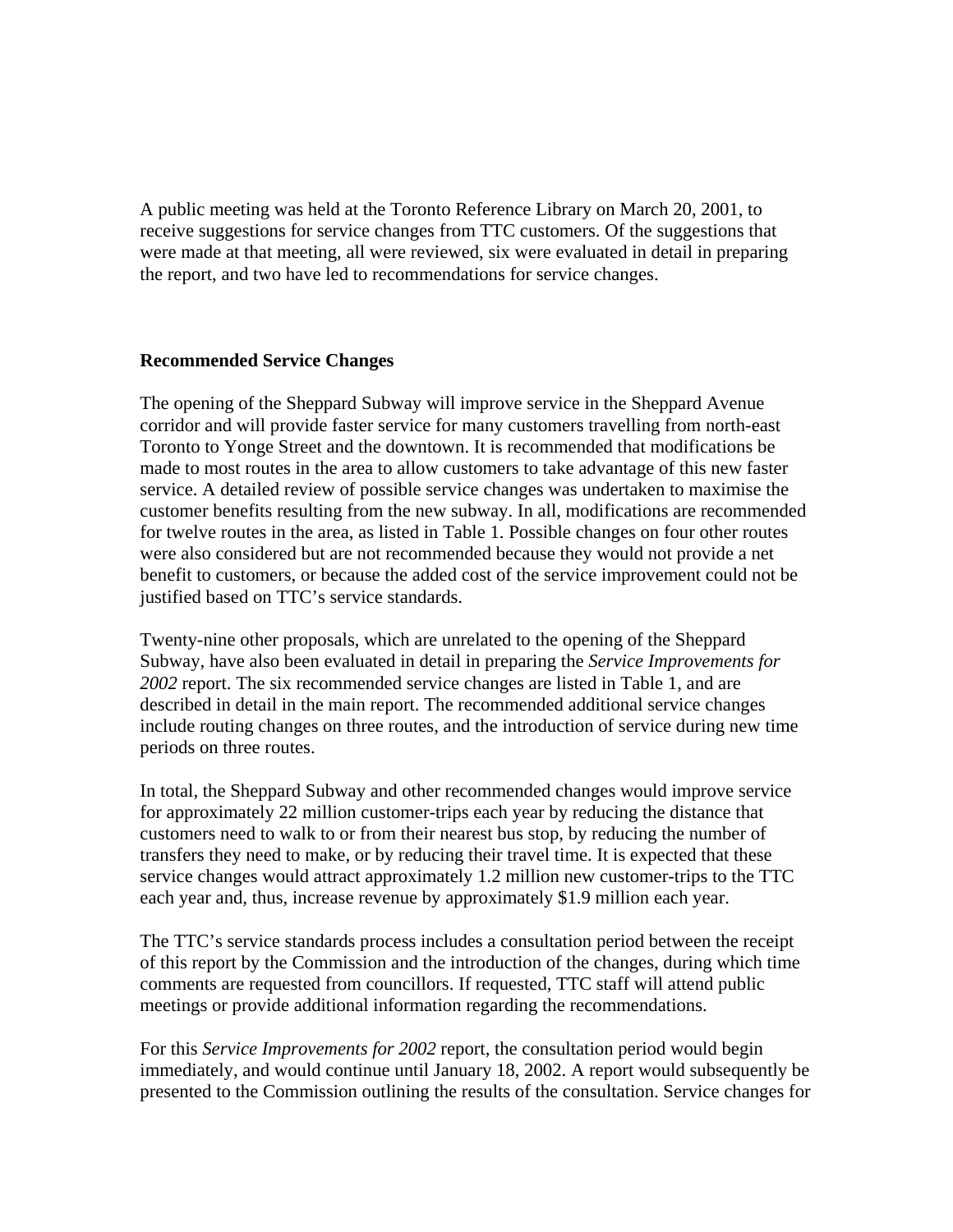A public meeting was held at the Toronto Reference Library on March 20, 2001, to receive suggestions for service changes from TTC customers. Of the suggestions that were made at that meeting, all were reviewed, six were evaluated in detail in preparing the report, and two have led to recommendations for service changes.

**Recommended Service Changes**

The opening of the Sheppard Subway will improve service in the Sheppard Avenue corridor and will provide faster service for many customers travelling from north-east Toronto to Yonge Street and the downtown. It is recommended that modifications be made to most routes in the area to allow customers to take advantage of this new faster service. A detailed review of possible service changes was undertaken to maximise the customer benefits resulting from the new subway. In all, modifications are recommended for twelve routes in the area, as listed in Table 1. Possible changes on four other routes were also considered but are not recommended because they would not provide a net benefit to customers, or because the added cost of the service improvement could not be justified based on TTC's service standards.

Twenty-nine other proposals, which are unrelated to the opening of the Sheppard Subway, have also been evaluated in detail in preparing the *Service Improvements for 2002* report. The six recommended service changes are listed in Table 1, and are described in detail in the main report. The recommended additional service changes include routing changes on three routes, and the introduction of service during new time periods on three routes.

In total, the Sheppard Subway and other recommended changes would improve service for approximately 22 million customer-trips each year by reducing the distance that customers need to walk to or from their nearest bus stop, by reducing the number of transfers they need to make, or by reducing their travel time. It is expected that these service changes would attract approximately 1.2 million new customer-trips to the TTC each year and, thus, increase revenue by approximately $1.9 million each year.

The TTC's service standards process includes a consultation period between the receipt of this report by the Commission and the introduction of the changes, during which time comments are requested from councillors. If requested, TTC staff will attend public meetings or provide additional information regarding the recommendations.

For this *Service Improvements for 2002* report, the consultation period would begin immediately, and would continue until January 18, 2002. A report would subsequently be presented to the Commission outlining the results of the consultation. Service changes for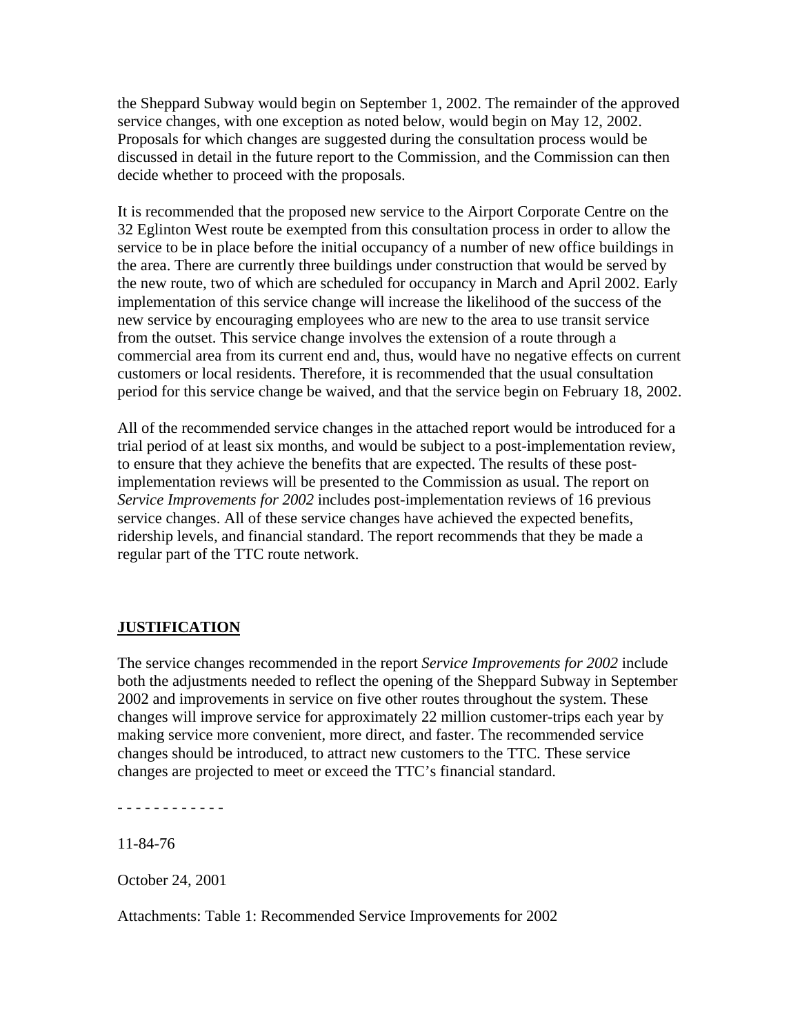the Sheppard Subway would begin on September 1, 2002. The remainder of the approved service changes, with one exception as noted below, would begin on May 12, 2002. Proposals for which changes are suggested during the consultation process would be discussed in detail in the future report to the Commission, and the Commission can then decide whether to proceed with the proposals.

It is recommended that the proposed new service to the Airport Corporate Centre on the 32 Eglinton West route be exempted from this consultation process in order to allow the service to be in place before the initial occupancy of a number of new office buildings in the area. There are currently three buildings under construction that would be served by the new route, two of which are scheduled for occupancy in March and April 2002. Early implementation of this service change will increase the likelihood of the success of the new service by encouraging employees who are new to the area to use transit service from the outset. This service change involves the extension of a route through a commercial area from its current end and, thus, would have no negative effects on current customers or local residents. Therefore, it is recommended that the usual consultation period for this service change be waived, and that the service begin on February 18, 2002.

All of the recommended service changes in the attached report would be introduced for a trial period of at least six months, and would be subject to a post-implementation review, to ensure that they achieve the benefits that are expected. The results of these post-implementation reviews will be presented to the Commission as usual. The report on *Service Improvements for 2002* includes post-implementation reviews of 16 previous service changes. All of these service changes have achieved the expected benefits, ridership levels, and financial standard. The report recommends that they be made a regular part of the TTC route network.

## JUSTIFICATION

The service changes recommended in the report *Service Improvements for 2002* include both the adjustments needed to reflect the opening of the Sheppard Subway in September 2002 and improvements in service on five other routes throughout the system. These changes will improve service for approximately 22 million customer-trips each year by making service more convenient, more direct, and faster. The recommended service changes should be introduced, to attract new customers to the TTC. These service changes are projected to meet or exceed the TTC's financial standard.

\- - - - - - - - - - - -

11-84-76

October 24, 2001

Attachments: Table 1: Recommended Service Improvements for 2002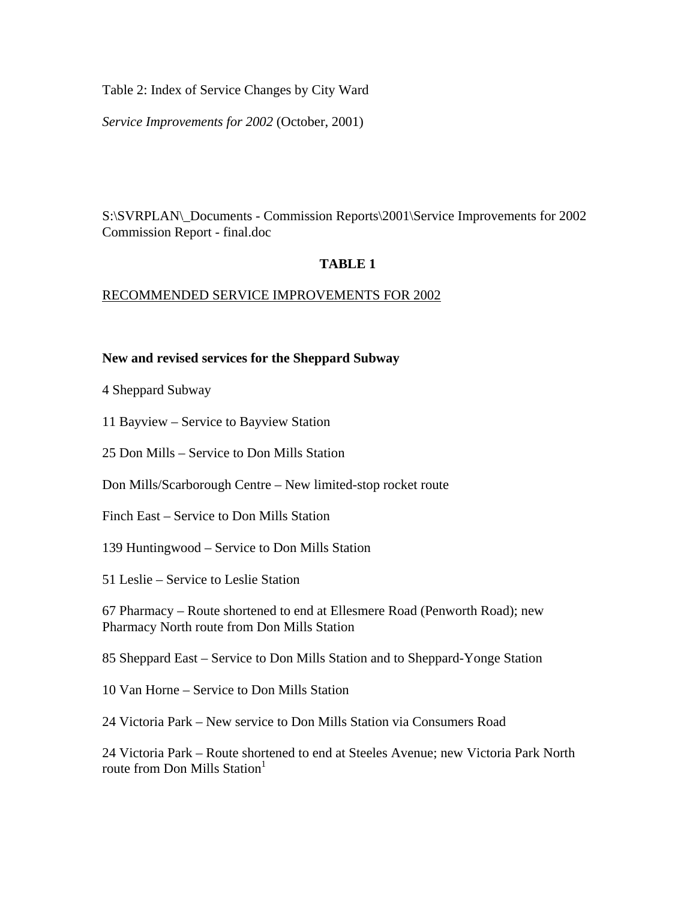Table 2: Index of Service Changes by City Ward

*Service Improvements for 2002* (October, 2001)

S:\SVRPLAN\_Documents - Commission Reports\2001\Service Improvements for 2002 Commission Report - final.doc

**TABLE 1**

RECOMMENDED SERVICE IMPROVEMENTS FOR 2002

**New and revised services for the Sheppard Subway**

4 Sheppard Subway

11 Bayview – Service to Bayview Station

25 Don Mills – Service to Don Mills Station

Don Mills/Scarborough Centre – New limited-stop rocket route

Finch East – Service to Don Mills Station

139 Huntingwood – Service to Don Mills Station

51 Leslie – Service to Leslie Station

67 Pharmacy – Route shortened to end at Ellesmere Road (Penworth Road); new Pharmacy North route from Don Mills Station

85 Sheppard East – Service to Don Mills Station and to Sheppard-Yonge Station

10 Van Horne – Service to Don Mills Station

24 Victoria Park – New service to Don Mills Station via Consumers Road

24 Victoria Park – Route shortened to end at Steeles Avenue; new Victoria Park North route from Don Mills Station[1]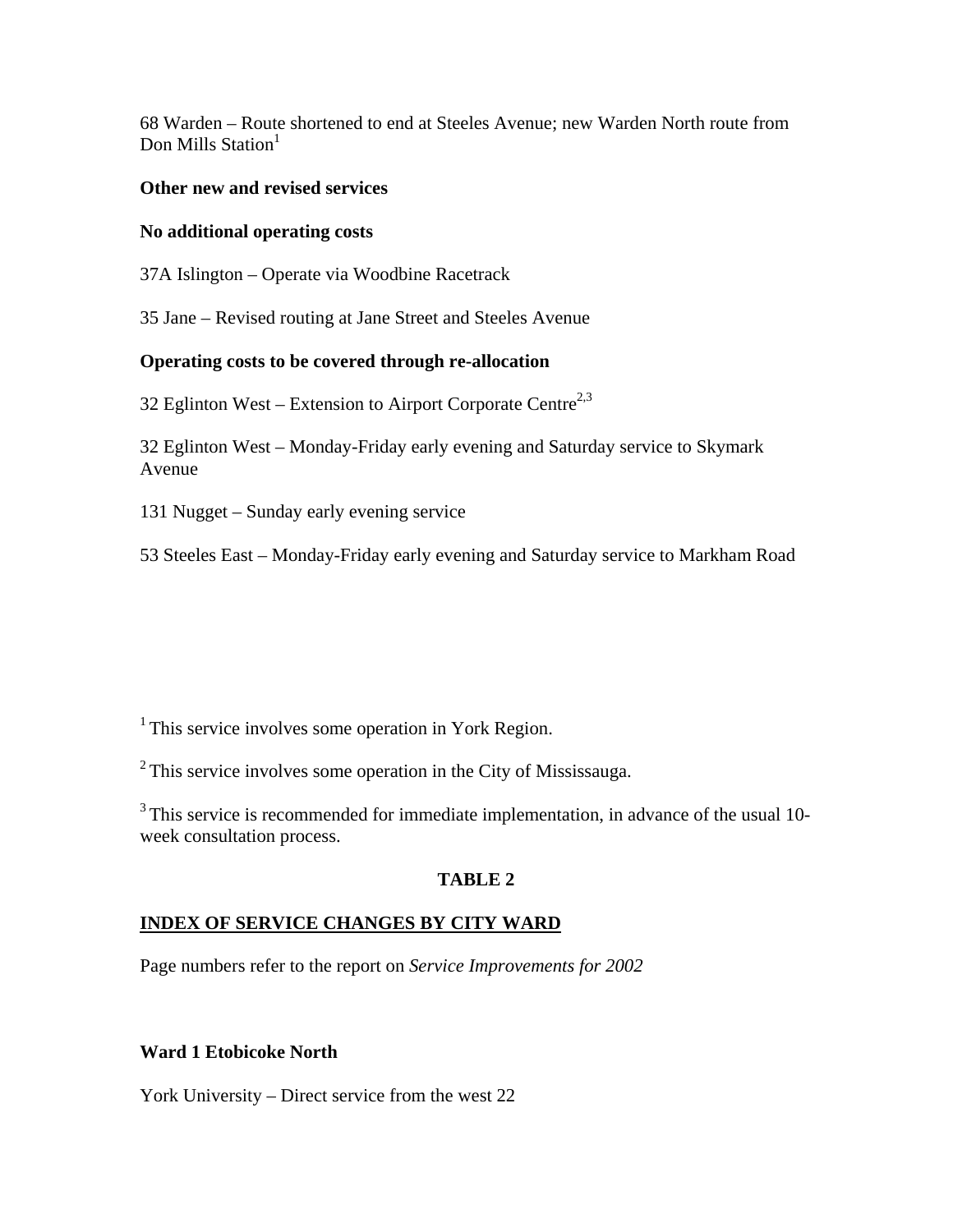68 Warden – Route shortened to end at Steeles Avenue; new Warden North route from Don Mills Station[1]

**Other new and revised services**

**No additional operating costs**

37A Islington – Operate via Woodbine Racetrack

35 Jane – Revised routing at Jane Street and Steeles Avenue

**Operating costs to be covered through re-allocation**

32 Eglinton West – Extension to Airport Corporate Centre[2,3]

32 Eglinton West – Monday-Friday early evening and Saturday service to Skymark Avenue

131 Nugget – Sunday early evening service

53 Steeles East – Monday-Friday early evening and Saturday service to Markham Road

[1] This service involves some operation in York Region.

[2] This service involves some operation in the City of Mississauga.

[3] This service is recommended for immediate implementation, in advance of the usual 10-week consultation process.

**TABLE 2**

**INDEX OF SERVICE CHANGES BY CITY WARD**

Page numbers refer to the report on *Service Improvements for 2002*

**Ward 1 Etobicoke North**

York University – Direct service from the west 22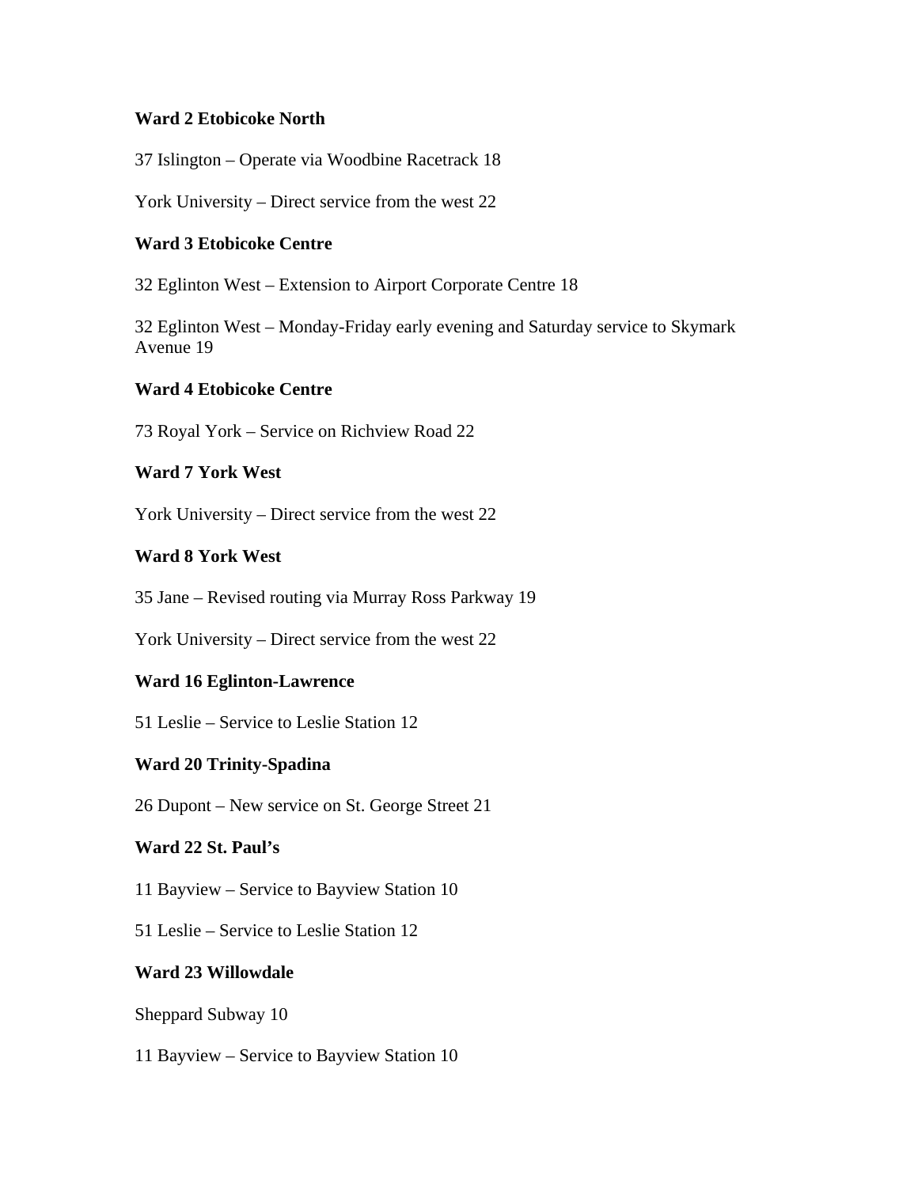**Ward 2 Etobicoke North**

37 Islington – Operate via Woodbine Racetrack 18

York University – Direct service from the west 22

**Ward 3 Etobicoke Centre**

32 Eglinton West – Extension to Airport Corporate Centre 18

32 Eglinton West – Monday-Friday early evening and Saturday service to Skymark Avenue 19

**Ward 4 Etobicoke Centre**

73 Royal York – Service on Richview Road 22

**Ward 7 York West**

York University – Direct service from the west 22

**Ward 8 York West**

35 Jane – Revised routing via Murray Ross Parkway 19

York University – Direct service from the west 22

**Ward 16 Eglinton-Lawrence**

51 Leslie – Service to Leslie Station 12

**Ward 20 Trinity-Spadina**

26 Dupont – New service on St. George Street 21

**Ward 22 St. Paul's**

11 Bayview – Service to Bayview Station 10

51 Leslie – Service to Leslie Station 12

**Ward 23 Willowdale**

Sheppard Subway 10

11 Bayview – Service to Bayview Station 10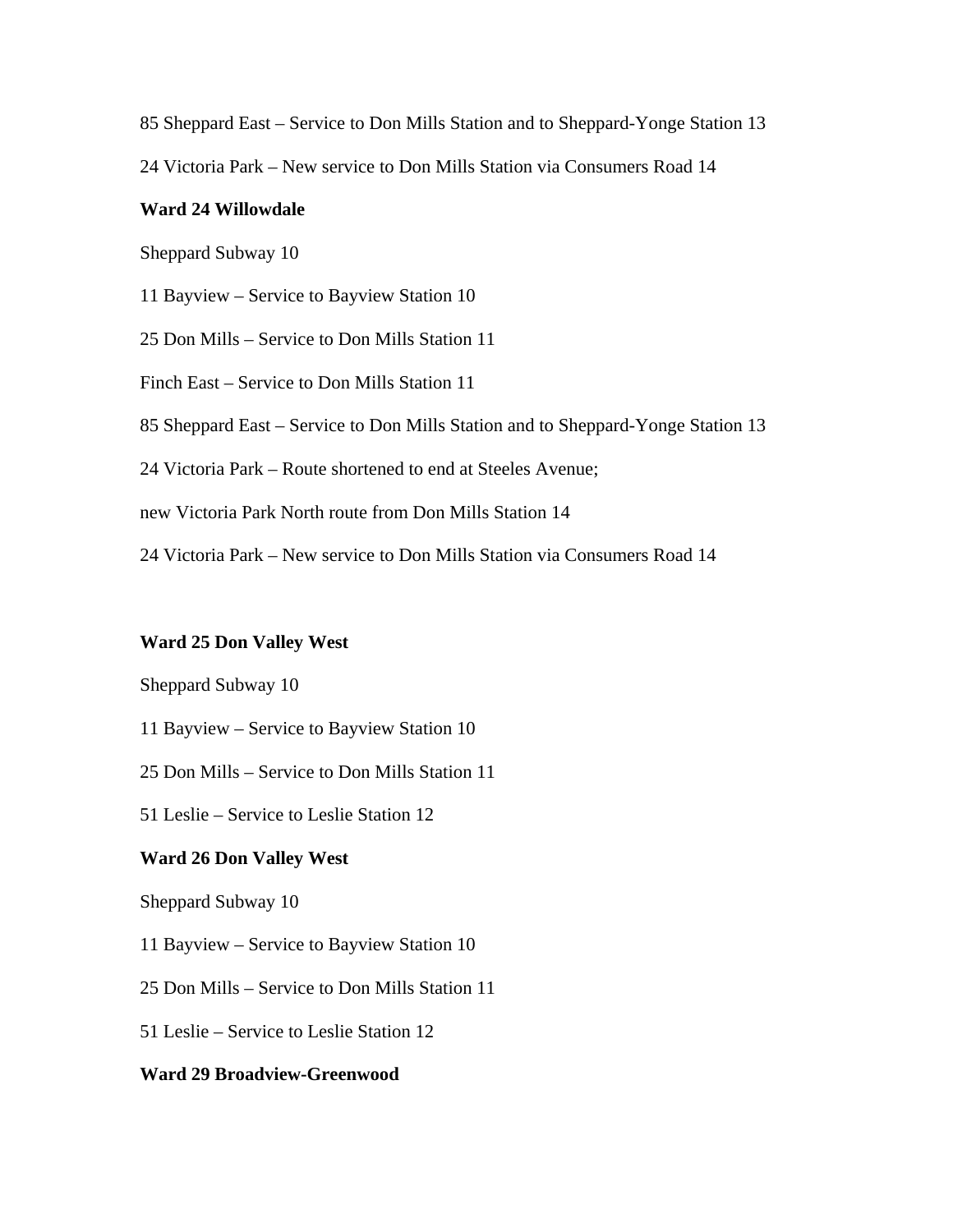85 Sheppard East – Service to Don Mills Station and to Sheppard-Yonge Station 13

24 Victoria Park – New service to Don Mills Station via Consumers Road 14

**Ward 24 Willowdale**

Sheppard Subway 10

11 Bayview – Service to Bayview Station 10

25 Don Mills – Service to Don Mills Station 11

Finch East – Service to Don Mills Station 11

85 Sheppard East – Service to Don Mills Station and to Sheppard-Yonge Station 13

24 Victoria Park – Route shortened to end at Steeles Avenue;

new Victoria Park North route from Don Mills Station 14

24 Victoria Park – New service to Don Mills Station via Consumers Road 14

**Ward 25 Don Valley West**

Sheppard Subway 10

11 Bayview – Service to Bayview Station 10

25 Don Mills – Service to Don Mills Station 11

51 Leslie – Service to Leslie Station 12

**Ward 26 Don Valley West**

Sheppard Subway 10

11 Bayview – Service to Bayview Station 10

25 Don Mills – Service to Don Mills Station 11

51 Leslie – Service to Leslie Station 12

**Ward 29 Broadview-Greenwood**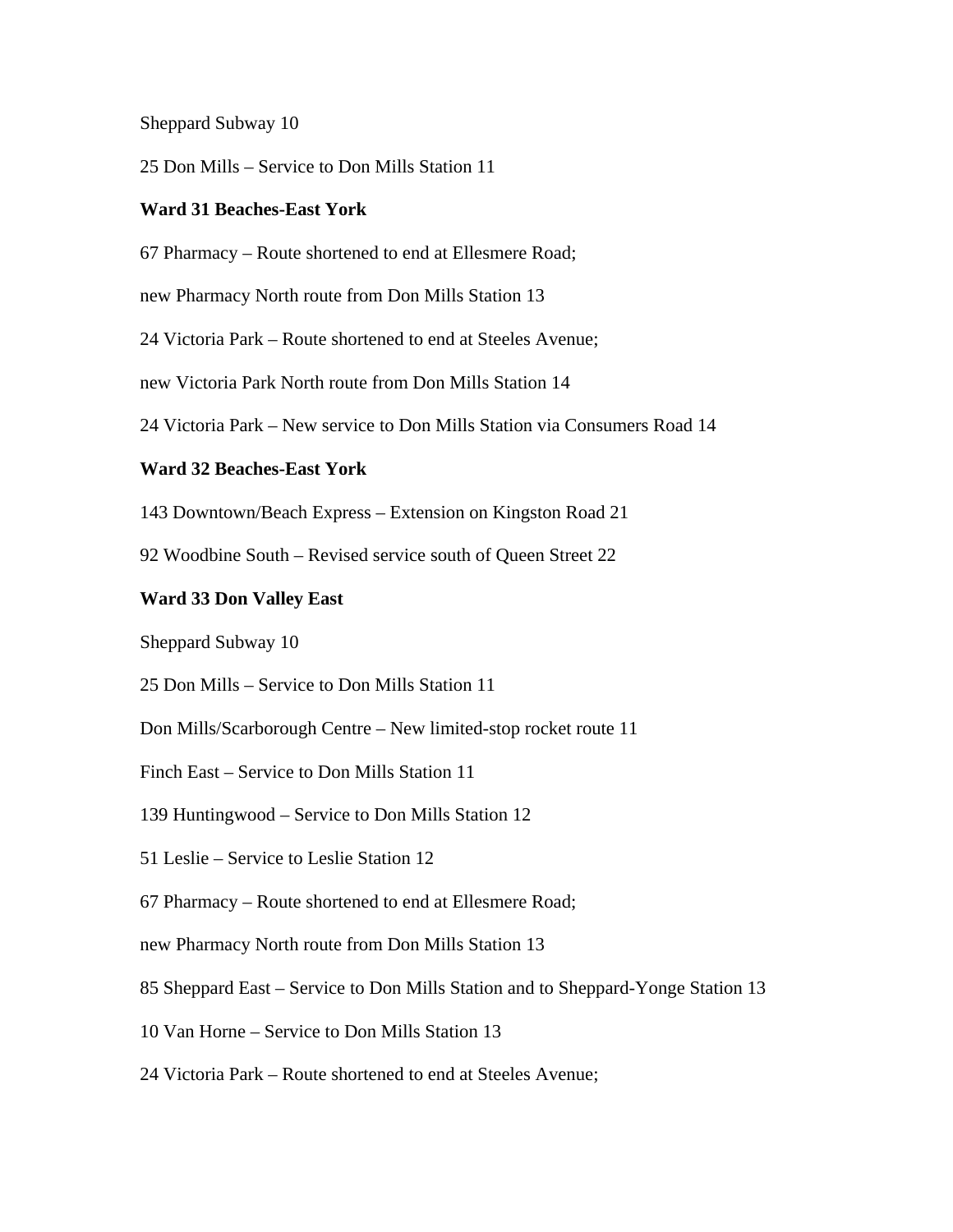Sheppard Subway 10

25 Don Mills – Service to Don Mills Station 11

**Ward 31 Beaches-East York**

67 Pharmacy – Route shortened to end at Ellesmere Road;

new Pharmacy North route from Don Mills Station 13

24 Victoria Park – Route shortened to end at Steeles Avenue;

new Victoria Park North route from Don Mills Station 14

24 Victoria Park – New service to Don Mills Station via Consumers Road 14

**Ward 32 Beaches-East York**

143 Downtown/Beach Express – Extension on Kingston Road 21

92 Woodbine South – Revised service south of Queen Street 22

**Ward 33 Don Valley East**

Sheppard Subway 10

25 Don Mills – Service to Don Mills Station 11

Don Mills/Scarborough Centre – New limited-stop rocket route 11

Finch East – Service to Don Mills Station 11

139 Huntingwood – Service to Don Mills Station 12

51 Leslie – Service to Leslie Station 12

67 Pharmacy – Route shortened to end at Ellesmere Road;

new Pharmacy North route from Don Mills Station 13

85 Sheppard East – Service to Don Mills Station and to Sheppard-Yonge Station 13

10 Van Horne – Service to Don Mills Station 13

24 Victoria Park – Route shortened to end at Steeles Avenue;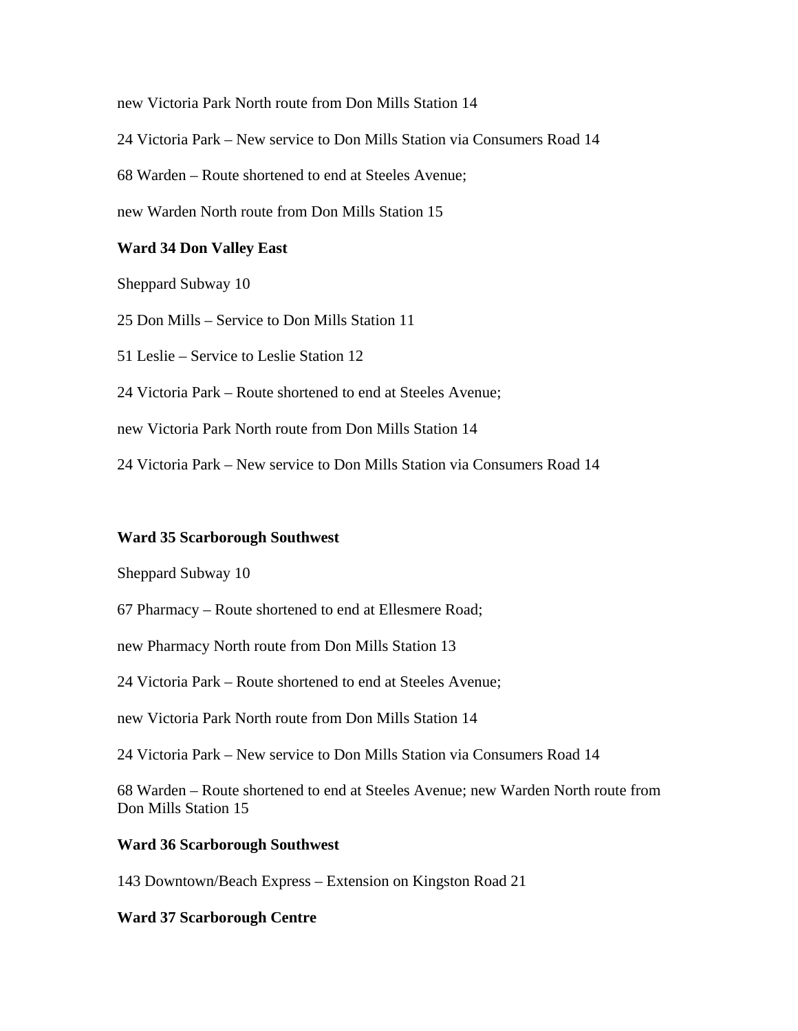new Victoria Park North route from Don Mills Station 14

24 Victoria Park – New service to Don Mills Station via Consumers Road 14

68 Warden – Route shortened to end at Steeles Avenue;

new Warden North route from Don Mills Station 15

**Ward 34 Don Valley East**

Sheppard Subway 10

25 Don Mills – Service to Don Mills Station 11

51 Leslie – Service to Leslie Station 12

24 Victoria Park – Route shortened to end at Steeles Avenue;

new Victoria Park North route from Don Mills Station 14

24 Victoria Park – New service to Don Mills Station via Consumers Road 14

**Ward 35 Scarborough Southwest**

Sheppard Subway 10

67 Pharmacy – Route shortened to end at Ellesmere Road;

new Pharmacy North route from Don Mills Station 13

24 Victoria Park – Route shortened to end at Steeles Avenue;

new Victoria Park North route from Don Mills Station 14

24 Victoria Park – New service to Don Mills Station via Consumers Road 14

68 Warden – Route shortened to end at Steeles Avenue; new Warden North route from Don Mills Station 15

**Ward 36 Scarborough Southwest**

143 Downtown/Beach Express – Extension on Kingston Road 21

**Ward 37 Scarborough Centre**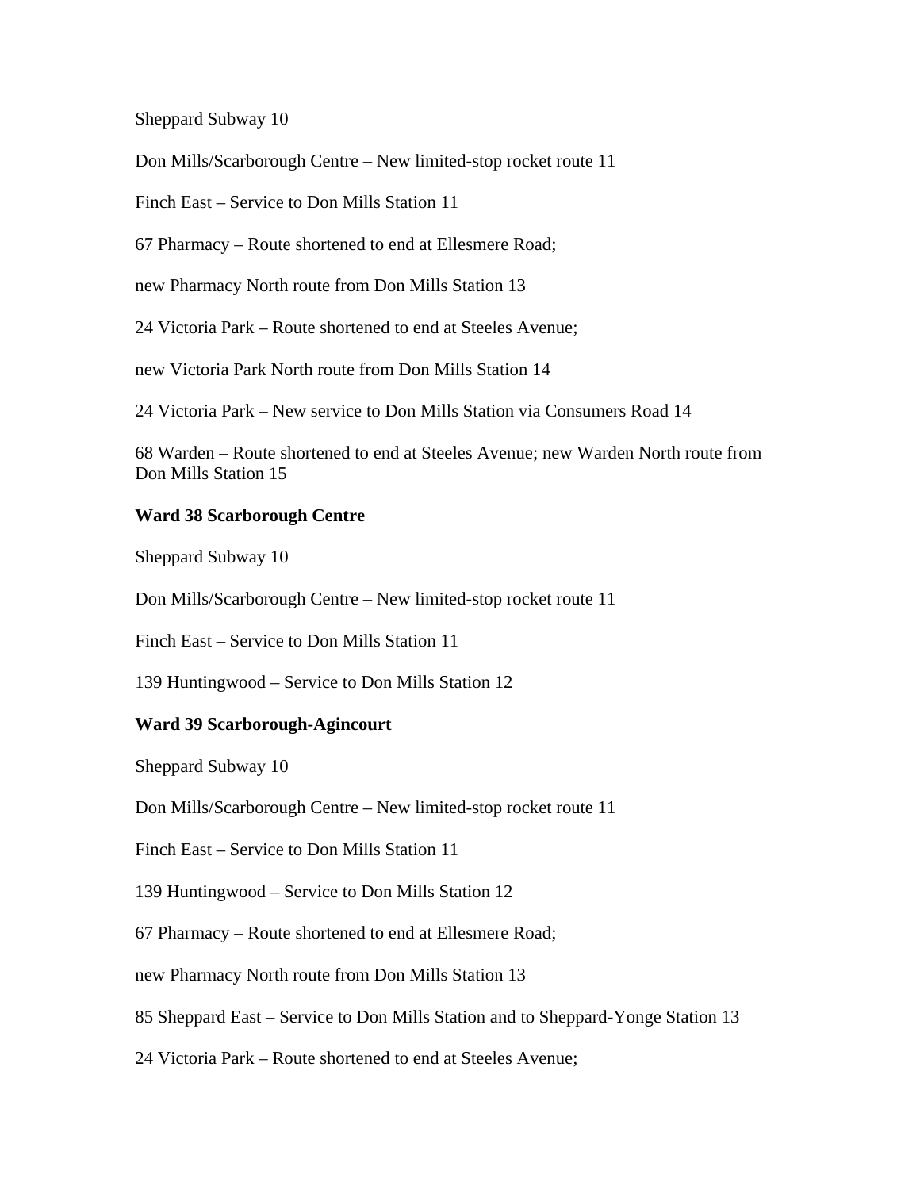Sheppard Subway 10

Don Mills/Scarborough Centre – New limited-stop rocket route 11

Finch East – Service to Don Mills Station 11

67 Pharmacy – Route shortened to end at Ellesmere Road;

new Pharmacy North route from Don Mills Station 13

24 Victoria Park – Route shortened to end at Steeles Avenue;

new Victoria Park North route from Don Mills Station 14

24 Victoria Park – New service to Don Mills Station via Consumers Road 14

68 Warden – Route shortened to end at Steeles Avenue; new Warden North route from Don Mills Station 15

**Ward 38 Scarborough Centre**

Sheppard Subway 10

Don Mills/Scarborough Centre – New limited-stop rocket route 11

Finch East – Service to Don Mills Station 11

139 Huntingwood – Service to Don Mills Station 12

**Ward 39 Scarborough-Agincourt**

Sheppard Subway 10

Don Mills/Scarborough Centre – New limited-stop rocket route 11

Finch East – Service to Don Mills Station 11

139 Huntingwood – Service to Don Mills Station 12

67 Pharmacy – Route shortened to end at Ellesmere Road;

new Pharmacy North route from Don Mills Station 13

85 Sheppard East – Service to Don Mills Station and to Sheppard-Yonge Station 13

24 Victoria Park – Route shortened to end at Steeles Avenue;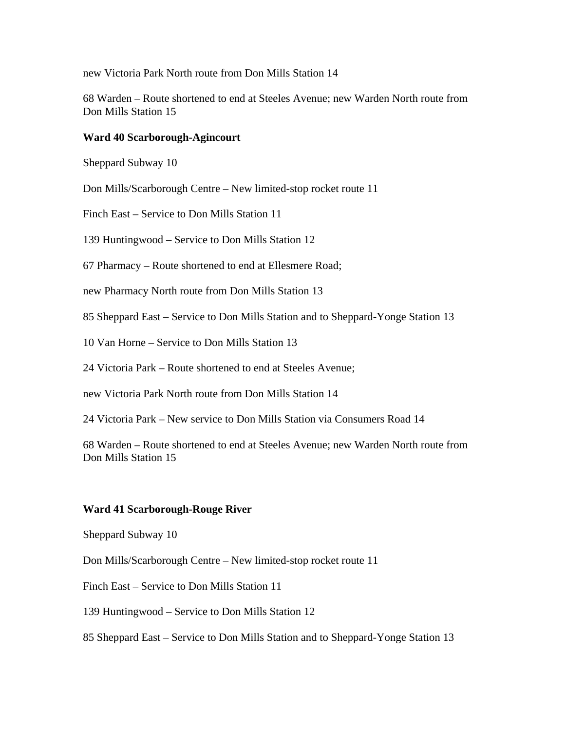new Victoria Park North route from Don Mills Station 14

68 Warden – Route shortened to end at Steeles Avenue; new Warden North route from Don Mills Station 15

**Ward 40 Scarborough-Agincourt**

Sheppard Subway 10

Don Mills/Scarborough Centre – New limited-stop rocket route 11

Finch East – Service to Don Mills Station 11

139 Huntingwood – Service to Don Mills Station 12

67 Pharmacy – Route shortened to end at Ellesmere Road;

new Pharmacy North route from Don Mills Station 13

85 Sheppard East – Service to Don Mills Station and to Sheppard-Yonge Station 13

10 Van Horne – Service to Don Mills Station 13

24 Victoria Park – Route shortened to end at Steeles Avenue;

new Victoria Park North route from Don Mills Station 14

24 Victoria Park – New service to Don Mills Station via Consumers Road 14

68 Warden – Route shortened to end at Steeles Avenue; new Warden North route from Don Mills Station 15

**Ward 41 Scarborough-Rouge River**

Sheppard Subway 10

Don Mills/Scarborough Centre – New limited-stop rocket route 11

Finch East – Service to Don Mills Station 11

139 Huntingwood – Service to Don Mills Station 12

85 Sheppard East – Service to Don Mills Station and to Sheppard-Yonge Station 13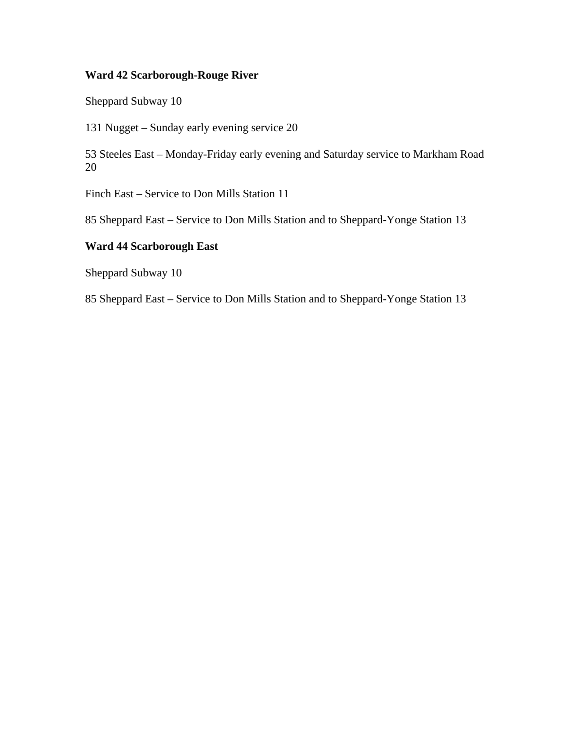**Ward 42 Scarborough-Rouge River**

Sheppard Subway 10

131 Nugget – Sunday early evening service 20

53 Steeles East – Monday-Friday early evening and Saturday service to Markham Road 20

Finch East – Service to Don Mills Station 11

85 Sheppard East – Service to Don Mills Station and to Sheppard-Yonge Station 13

**Ward 44 Scarborough East**

Sheppard Subway 10

85 Sheppard East – Service to Don Mills Station and to Sheppard-Yonge Station 13